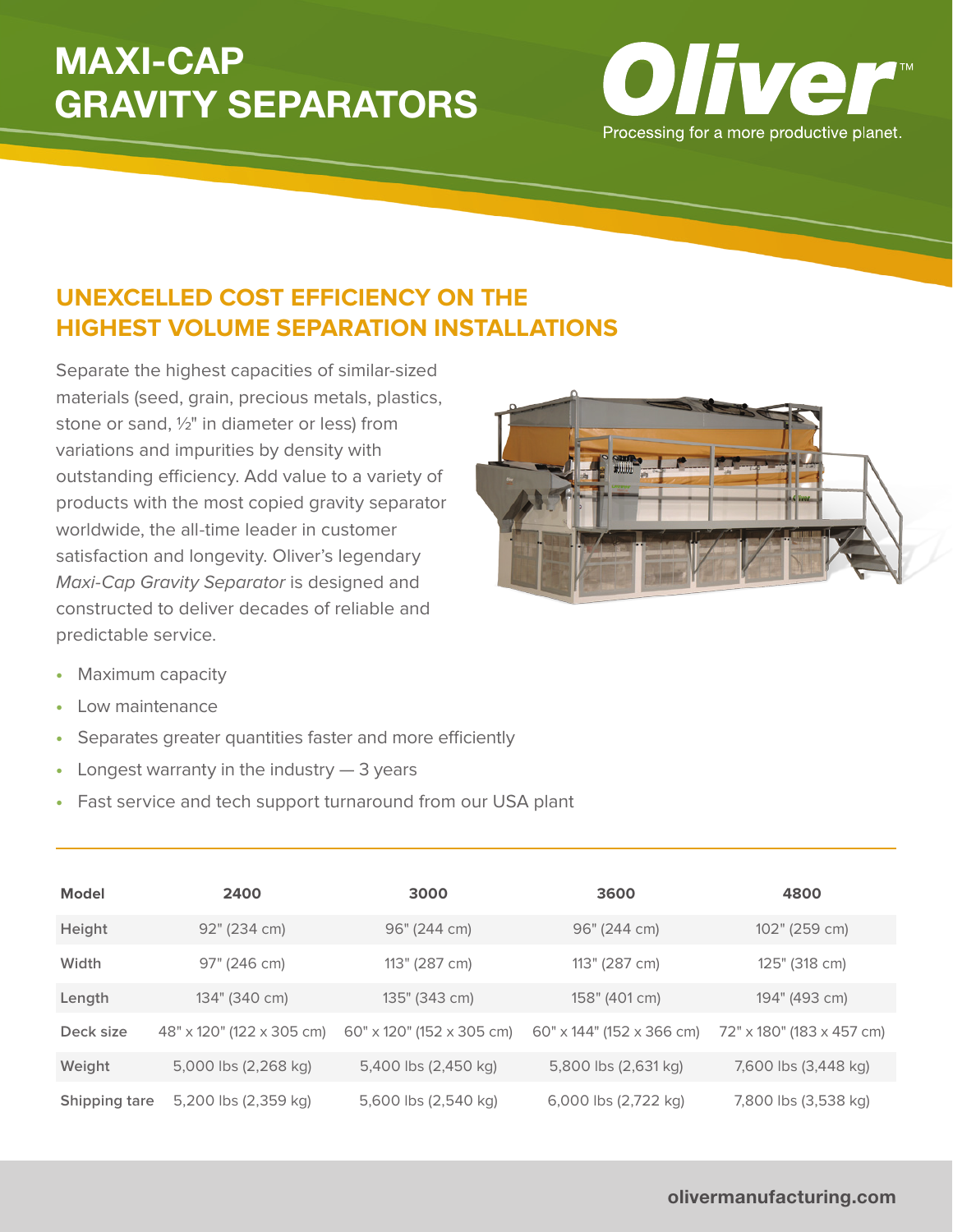# MAXI-CAP GRAVITY SEPARATORS

**Oliver**™

Processing for a more productive planet.

## UNEXCELLED COST EFFICIENCY ON THE HIGHEST VOLUME SEPARATION INSTALLATIONS

Separate the highest capacities of similar-sized materials (seed, grain, precious metals, plastics, stone or sand, ½" in diameter or less) from variations and impurities by density with outstanding efficiency. Add value to a variety of products with the most copied gravity separator worldwide, the all-time leader in customer satisfaction and longevity. Oliver's legendary *Maxi-Cap Gravity Separator* is designed and constructed to deliver decades of reliable and predictable service.

- Maximum capacity
- Low maintenance
- Separates greater quantities faster and more efficiently
- Longest warranty in the industry — 3 years
- Fast service and tech support turnaround from our USA plant

| Model | 2400 | 3000 | 3600 | 4800 |
|---|---|---|---|---|
| Height | 92" (234 cm) | 96" (244 cm) | 96" (244 cm) | 102" (259 cm) |
| Width | 97" (246 cm) | 113" (287 cm) | 113" (287 cm) | 125" (318 cm) |
| Length | 134" (340 cm) | 135" (343 cm) | 158" (401 cm) | 194" (493 cm) |
| Deck size | 48" x 120" (122 x 305 cm) | 60" x 120" (152 x 305 cm) | 60" x 144" (152 x 366 cm) | 72" x 180" (183 x 457 cm) |
| Weight | 5,000 lbs (2,268 kg) | 5,400 lbs (2,450 kg) | 5,800 lbs (2,631 kg) | 7,600 lbs (3,448 kg) |
| Shipping tare | 5,200 lbs (2,359 kg) | 5,600 lbs (2,540 kg) | 6,000 lbs (2,722 kg) | 7,800 lbs (3,538 kg) |

olivermanufacturing.com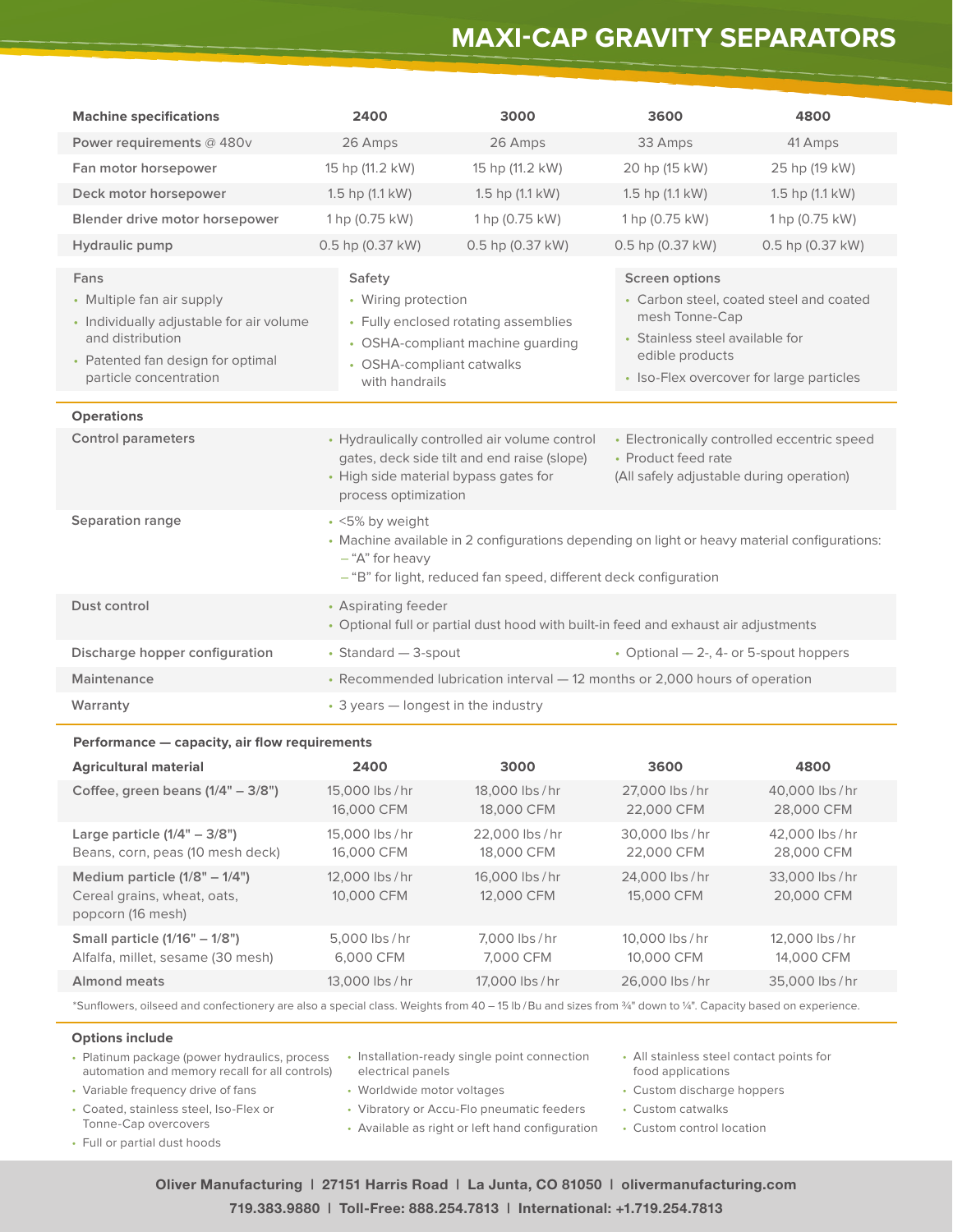# MAXI-CAP GRAVITY SEPARATORS

| Machine specifications | 2400 | 3000 | 3600 | 4800 |
|---|---|---|---|---|
| Power requirements @ 480v | 26 Amps | 26 Amps | 33 Amps | 41 Amps |
| Fan motor horsepower | 15 hp (11.2 kW) | 15 hp (11.2 kW) | 20 hp (15 kW) | 25 hp (19 kW) |
| Deck motor horsepower | 1.5 hp (1.1 kW) | 1.5 hp (1.1 kW) | 1.5 hp (1.1 kW) | 1.5 hp (1.1 kW) |
| Blender drive motor horsepower | 1 hp (0.75 kW) | 1 hp (0.75 kW) | 1 hp (0.75 kW) | 1 hp (0.75 kW) |
| Hydraulic pump | 0.5 hp (0.37 kW) | 0.5 hp (0.37 kW) | 0.5 hp (0.37 kW) | 0.5 hp (0.37 kW) |

**Fans**

- Multiple fan air supply
- Individually adjustable for air volume and distribution
- Patented fan design for optimal particle concentration

**Safety**

- Wiring protection
- Fully enclosed rotating assemblies
- OSHA-compliant machine guarding
- OSHA-compliant catwalks with handrails

**Screen options**

- Carbon steel, coated steel and coated mesh Tonne-Cap
- Stainless steel available for edible products
- Iso-Flex overcover for large particles

## Operations

| | |
|---|---|
| Control parameters | • Hydraulically controlled air volume control gates, deck side tilt and end raise (slope)<br>• High side material bypass gates for process optimization<br>• Electronically controlled eccentric speed<br>• Product feed rate<br>(All safely adjustable during operation) |
| Separation range | • <5% by weight<br>• Machine available in 2 configurations depending on light or heavy material configurations:<br>– "A" for heavy<br>– "B" for light, reduced fan speed, different deck configuration |
| Dust control | • Aspirating feeder<br>• Optional full or partial dust hood with built-in feed and exhaust air adjustments |
| Discharge hopper configuration | • Standard — 3-spout<br>• Optional — 2-, 4- or 5-spout hoppers |
| Maintenance | • Recommended lubrication interval — 12 months or 2,000 hours of operation |
| Warranty | • 3 years — longest in the industry |

## Performance — capacity, air flow requirements

| Agricultural material | 2400 | 3000 | 3600 | 4800 |
|---|---|---|---|---|
| **Coffee, green beans (1/4" – 3/8")** | 15,000 lbs / hr<br>16,000 CFM | 18,000 lbs / hr<br>18,000 CFM | 27,000 lbs / hr<br>22,000 CFM | 40,000 lbs / hr<br>28,000 CFM |
| **Large particle (1/4" – 3/8")**<br>Beans, corn, peas (10 mesh deck) | 15,000 lbs / hr<br>16,000 CFM | 22,000 lbs / hr<br>18,000 CFM | 30,000 lbs / hr<br>22,000 CFM | 42,000 lbs / hr<br>28,000 CFM |
| **Medium particle (1/8" – 1/4")**<br>Cereal grains, wheat, oats, popcorn (16 mesh) | 12,000 lbs / hr<br>10,000 CFM | 16,000 lbs / hr<br>12,000 CFM | 24,000 lbs / hr<br>15,000 CFM | 33,000 lbs / hr<br>20,000 CFM |
| **Small particle (1/16" – 1/8")**<br>Alfalfa, millet, sesame (30 mesh) | 5,000 lbs / hr<br>6,000 CFM | 7,000 lbs / hr<br>7,000 CFM | 10,000 lbs / hr<br>10,000 CFM | 12,000 lbs / hr<br>14,000 CFM |
| **Almond meats** | 13,000 lbs / hr | 17,000 lbs / hr | 26,000 lbs / hr | 35,000 lbs / hr |

*Sunflowers, oilseed and confectionery are also a special class. Weights from 40 – 15 lb / Bu and sizes from ¾" down to ¼". Capacity based on experience.

## Options include

- Platinum package (power hydraulics, process automation and memory recall for all controls)
- Variable frequency drive of fans
- Coated, stainless steel, Iso-Flex or Tonne-Cap overcovers
- Full or partial dust hoods
- Installation-ready single point connection electrical panels
- Worldwide motor voltages
- Vibratory or Accu-Flo pneumatic feeders
- Available as right or left hand configuration
- All stainless steel contact points for food applications
- Custom discharge hoppers
- Custom catwalks
- Custom control location

**Oliver Manufacturing | 27151 Harris Road | La Junta, CO 81050 | olivermanufacturing.com**

**719.383.9880 | Toll-Free: 888.254.7813 | International: +1.719.254.7813**